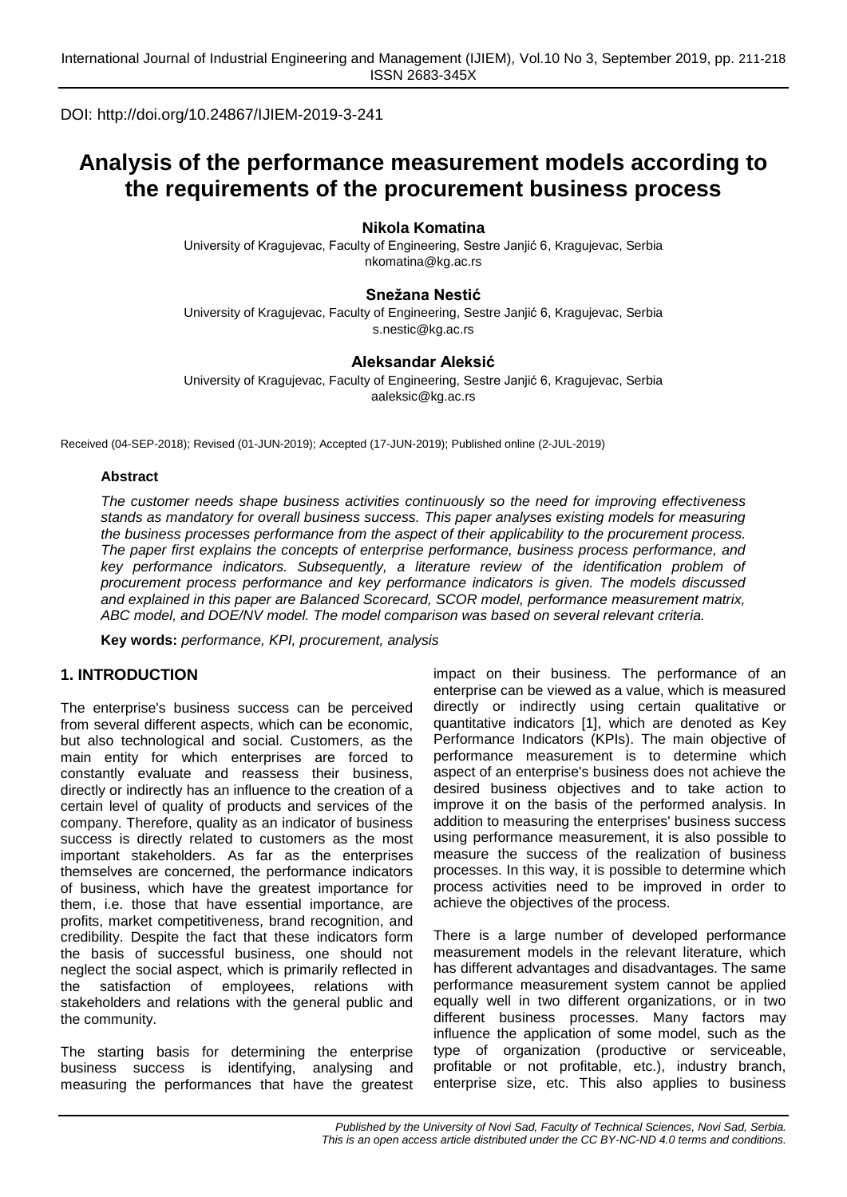DOI: http://doi.org/10.24867/IJIEM-2019-3-241

# Analysis of the performance measurement models according to the requirements of the procurement business process

**Nikola Komatina**

University of Kragujevac, Faculty of Engineering, Sestre Janjić 6, Kragujevac, Serbia
nkomatina@kg.ac.rs

**Snežana Nestić**

University of Kragujevac, Faculty of Engineering, Sestre Janjić 6, Kragujevac, Serbia
s.nestic@kg.ac.rs

**Aleksandar Aleksić**

University of Kragujevac, Faculty of Engineering, Sestre Janjić 6, Kragujevac, Serbia
aaleksic@kg.ac.rs

Received (04-SEP-2018); Revised (01-JUN-2019); Accepted (17-JUN-2019); Published online (2-JUL-2019)

### Abstract

*The customer needs shape business activities continuously so the need for improving effectiveness stands as mandatory for overall business success. This paper analyses existing models for measuring the business processes performance from the aspect of their applicability to the procurement process. The paper first explains the concepts of enterprise performance, business process performance, and key performance indicators. Subsequently, a literature review of the identification problem of procurement process performance and key performance indicators is given. The models discussed and explained in this paper are Balanced Scorecard, SCOR model, performance measurement matrix, ABC model, and DOE/NV model. The model comparison was based on several relevant criteria.*

**Key words:** *performance, KPI, procurement, analysis*

## 1. INTRODUCTION

The enterprise's business success can be perceived from several different aspects, which can be economic, but also technological and social. Customers, as the main entity for which enterprises are forced to constantly evaluate and reassess their business, directly or indirectly has an influence to the creation of a certain level of quality of products and services of the company. Therefore, quality as an indicator of business success is directly related to customers as the most important stakeholders. As far as the enterprises themselves are concerned, the performance indicators of business, which have the greatest importance for them, i.e. those that have essential importance, are profits, market competitiveness, brand recognition, and credibility. Despite the fact that these indicators form the basis of successful business, one should not neglect the social aspect, which is primarily reflected in the satisfaction of employees, relations with stakeholders and relations with the general public and the community.

The starting basis for determining the enterprise business success is identifying, analysing and measuring the performances that have the greatest impact on their business. The performance of an enterprise can be viewed as a value, which is measured directly or indirectly using certain qualitative or quantitative indicators [1], which are denoted as Key Performance Indicators (KPIs). The main objective of performance measurement is to determine which aspect of an enterprise's business does not achieve the desired business objectives and to take action to improve it on the basis of the performed analysis. In addition to measuring the enterprises' business success using performance measurement, it is also possible to measure the success of the realization of business processes. In this way, it is possible to determine which process activities need to be improved in order to achieve the objectives of the process.

There is a large number of developed performance measurement models in the relevant literature, which has different advantages and disadvantages. The same performance measurement system cannot be applied equally well in two different organizations, or in two different business processes. Many factors may influence the application of some model, such as the type of organization (productive or serviceable, profitable or not profitable, etc.), industry branch, enterprise size, etc. This also applies to business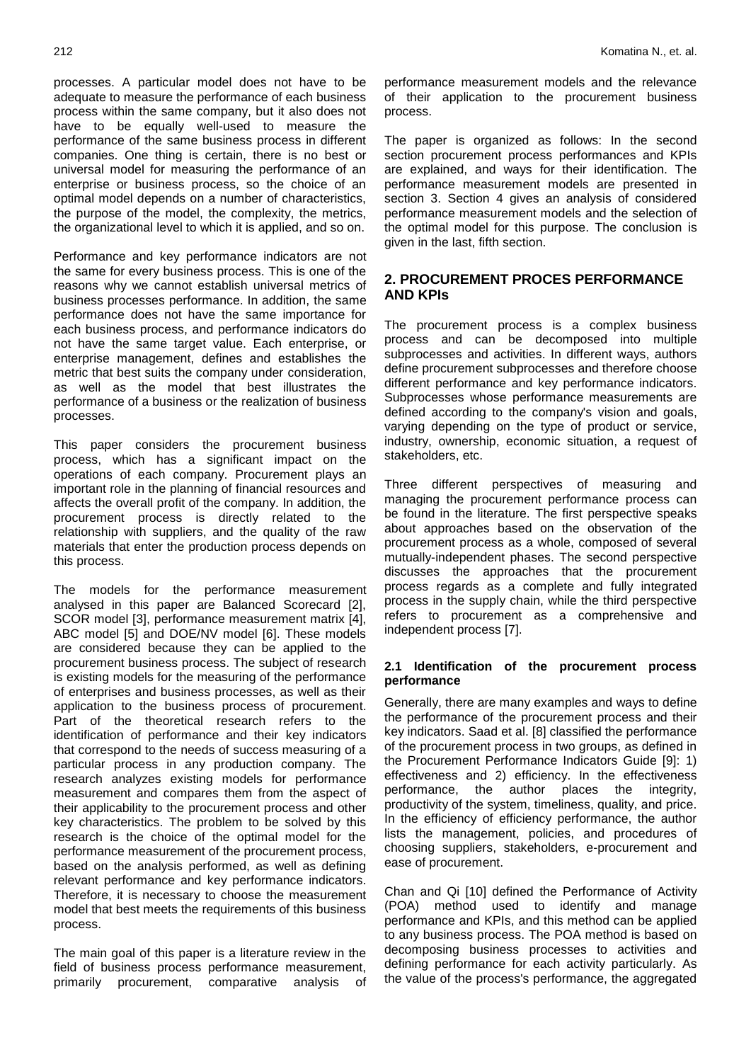processes. A particular model does not have to be adequate to measure the performance of each business process within the same company, but it also does not have to be equally well-used to measure the performance of the same business process in different companies. One thing is certain, there is no best or universal model for measuring the performance of an enterprise or business process, so the choice of an optimal model depends on a number of characteristics, the purpose of the model, the complexity, the metrics, the organizational level to which it is applied, and so on.

Performance and key performance indicators are not the same for every business process. This is one of the reasons why we cannot establish universal metrics of business processes performance. In addition, the same performance does not have the same importance for each business process, and performance indicators do not have the same target value. Each enterprise, or enterprise management, defines and establishes the metric that best suits the company under consideration, as well as the model that best illustrates the performance of a business or the realization of business processes.

This paper considers the procurement business process, which has a significant impact on the operations of each company. Procurement plays an important role in the planning of financial resources and affects the overall profit of the company. In addition, the procurement process is directly related to the relationship with suppliers, and the quality of the raw materials that enter the production process depends on this process.

The models for the performance measurement analysed in this paper are Balanced Scorecard [2], SCOR model [3], performance measurement matrix [4], ABC model [5] and DOE/NV model [6]. These models are considered because they can be applied to the procurement business process. The subject of research is existing models for the measuring of the performance of enterprises and business processes, as well as their application to the business process of procurement. Part of the theoretical research refers to the identification of performance and their key indicators that correspond to the needs of success measuring of a particular process in any production company. The research analyzes existing models for performance measurement and compares them from the aspect of their applicability to the procurement process and other key characteristics. The problem to be solved by this research is the choice of the optimal model for the performance measurement of the procurement process, based on the analysis performed, as well as defining relevant performance and key performance indicators. Therefore, it is necessary to choose the measurement model that best meets the requirements of this business process.

The main goal of this paper is a literature review in the field of business process performance measurement, primarily procurement, comparative analysis of performance measurement models and the relevance of their application to the procurement business process.

The paper is organized as follows: In the second section procurement process performances and KPIs are explained, and ways for their identification. The performance measurement models are presented in section 3. Section 4 gives an analysis of considered performance measurement models and the selection of the optimal model for this purpose. The conclusion is given in the last, fifth section.

## 2. PROCUREMENT PROCES PERFORMANCE AND KPIs

The procurement process is a complex business process and can be decomposed into multiple subprocesses and activities. In different ways, authors define procurement subprocesses and therefore choose different performance and key performance indicators. Subprocesses whose performance measurements are defined according to the company's vision and goals, varying depending on the type of product or service, industry, ownership, economic situation, a request of stakeholders, etc.

Three different perspectives of measuring and managing the procurement performance process can be found in the literature. The first perspective speaks about approaches based on the observation of the procurement process as a whole, composed of several mutually-independent phases. The second perspective discusses the approaches that the procurement process regards as a complete and fully integrated process in the supply chain, while the third perspective refers to procurement as a comprehensive and independent process [7].

### 2.1 Identification of the procurement process performance

Generally, there are many examples and ways to define the performance of the procurement process and their key indicators. Saad et al. [8] classified the performance of the procurement process in two groups, as defined in the Procurement Performance Indicators Guide [9]: 1) effectiveness and 2) efficiency. In the effectiveness performance, the author places the integrity, productivity of the system, timeliness, quality, and price. In the efficiency of efficiency performance, the author lists the management, policies, and procedures of choosing suppliers, stakeholders, e-procurement and ease of procurement.

Chan and Qi [10] defined the Performance of Activity (POA) method used to identify and manage performance and KPIs, and this method can be applied to any business process. The POA method is based on decomposing business processes to activities and defining performance for each activity particularly. As the value of the process's performance, the aggregated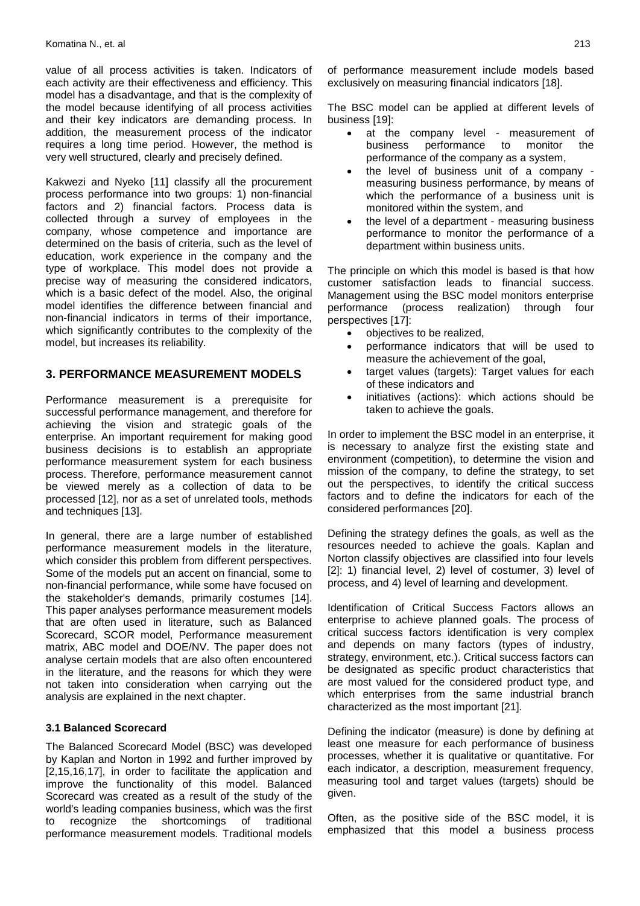value of all process activities is taken. Indicators of each activity are their effectiveness and efficiency. This model has a disadvantage, and that is the complexity of the model because identifying of all process activities and their key indicators are demanding process. In addition, the measurement process of the indicator requires a long time period. However, the method is very well structured, clearly and precisely defined.

Kakwezi and Nyeko [11] classify all the procurement process performance into two groups: 1) non-financial factors and 2) financial factors. Process data is collected through a survey of employees in the company, whose competence and importance are determined on the basis of criteria, such as the level of education, work experience in the company and the type of workplace. This model does not provide a precise way of measuring the considered indicators, which is a basic defect of the model. Also, the original model identifies the difference between financial and non-financial indicators in terms of their importance, which significantly contributes to the complexity of the model, but increases its reliability.

## 3. PERFORMANCE MEASUREMENT MODELS

Performance measurement is a prerequisite for successful performance management, and therefor for achieving the vision and strategic goals of the enterprise. An important requirement for making good business decisions is to establish an appropriate performance measurement system for each business process. Therefore, performance measurement cannot be viewed merely as a collection of data to be processed [12], nor as a set of unrelated tools, methods and techniques [13].

In general, there are a large number of established performance measurement models in the literature, which consider this problem from different perspectives. Some of the models put an accent on financial, some to non-financial performance, while some have focused on the stakeholder's demands, primarily costumes [14]. This paper analyses performance measurement models that are often used in literature, such as Balanced Scorecard, SCOR model, Performance measurement matrix, ABC model and DOE/NV. The paper does not analyse certain models that are also often encountered in the literature, and the reasons for which they were not taken into consideration when carrying out the analysis are explained in the next chapter.

### 3.1 Balanced Scorecard

The Balanced Scorecard Model (BSC) was developed by Kaplan and Norton in 1992 and further improved by [2,15,16,17], in order to facilitate the application and improve the functionality of this model. Balanced Scorecard was created as a result of the study of the world's leading companies business, which was the first to recognize the shortcomings of traditional performance measurement models. Traditional models of performance measurement include models based exclusively on measuring financial indicators [18].

The BSC model can be applied at different levels of business [19]:

- at the company level - measurement of business performance to monitor the performance of the company as a system,
- the level of business unit of a company - measuring business performance, by means of which the performance of a business unit is monitored within the system, and
- the level of a department - measuring business performance to monitor the performance of a department within business units.

The principle on which this model is based is that how customer satisfaction leads to financial success. Management using the BSC model monitors enterprise performance (process realization) through four perspectives [17]:

- objectives to be realized,
- performance indicators that will be used to measure the achievement of the goal,
- target values (targets): Target values for each of these indicators and
- initiatives (actions): which actions should be taken to achieve the goals.

In order to implement the BSC model in an enterprise, it is necessary to analyze first the existing state and environment (competition), to determine the vision and mission of the company, to define the strategy, to set out the perspectives, to identify the critical success factors and to define the indicators for each of the considered performances [20].

Defining the strategy defines the goals, as well as the resources needed to achieve the goals. Kaplan and Norton classify objectives are classified into four levels [2]: 1) financial level, 2) level of costumer, 3) level of process, and 4) level of learning and development.

Identification of Critical Success Factors allows an enterprise to achieve planned goals. The process of critical success factors identification is very complex and depends on many factors (types of industry, strategy, environment, etc.). Critical success factors can be designated as specific product characteristics that are most valued for the considered product type, and which enterprises from the same industrial branch characterized as the most important [21].

Defining the indicator (measure) is done by defining at least one measure for each performance of business processes, whether it is qualitative or quantitative. For each indicator, a description, measurement frequency, measuring tool and target values (targets) should be given.

Often, as the positive side of the BSC model, it is emphasized that this model a business process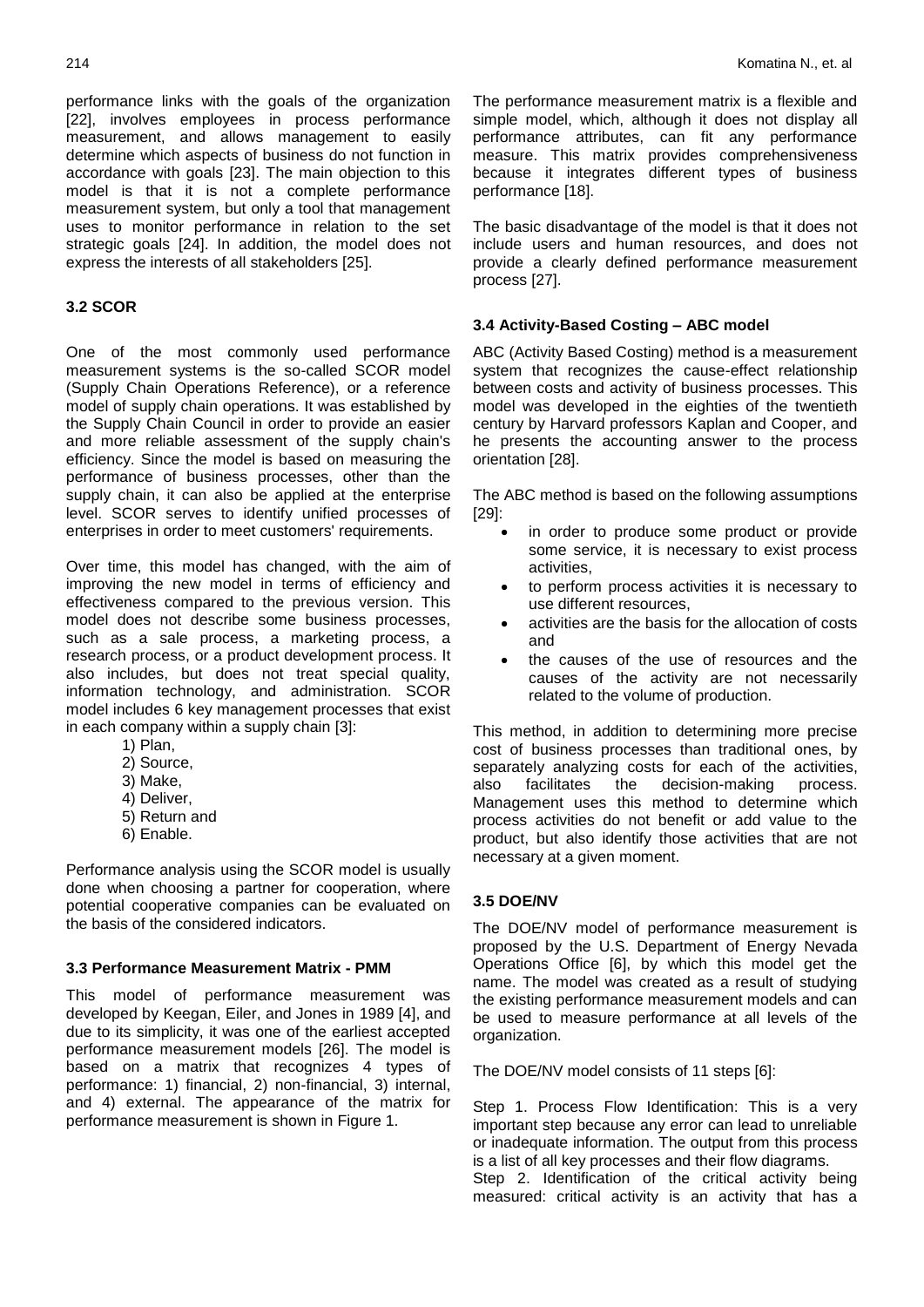performance links with the goals of the organization [22], involves employees in process performance measurement, and allows management to easily determine which aspects of business do not function in accordance with goals [23]. The main objection to this model is that it is not a complete performance measurement system, but only a tool that management uses to monitor performance in relation to the set strategic goals [24]. In addition, the model does not express the interests of all stakeholders [25].

### 3.2 SCOR

One of the most commonly used performance measurement systems is the so-called SCOR model (Supply Chain Operations Reference), or a reference model of supply chain operations. It was established by the Supply Chain Council in order to provide an easier and more reliable assessment of the supply chain's efficiency. Since the model is based on measuring the performance of business processes, other than the supply chain, it can also be applied at the enterprise level. SCOR serves to identify unified processes of enterprises in order to meet customers' requirements.

Over time, this model has changed, with the aim of improving the new model in terms of efficiency and effectiveness compared to the previous version. This model does not describe some business processes, such as a sale process, a marketing process, a research process, or a product development process. It also includes, but does not treat special quality, information technology, and administration. SCOR model includes 6 key management processes that exist in each company within a supply chain [3]:

1) Plan,
2) Source,
3) Make,
4) Deliver,
5) Return and
6) Enable.

Performance analysis using the SCOR model is usually done when choosing a partner for cooperation, where potential cooperative companies can be evaluated on the basis of the considered indicators.

### 3.3 Performance Measurement Matrix - PMM

This model of performance measurement was developed by Keegan, Eiler, and Jones in 1989 [4], and due to its simplicity, it was one of the earliest accepted performance measurement models [26]. The model is based on a matrix that recognizes 4 types of performance: 1) financial, 2) non-financial, 3) internal, and 4) external. The appearance of the matrix for performance measurement is shown in Figure 1.

The performance measurement matrix is a flexible and simple model, which, although it does not display all performance attributes, can fit any performance measure. This matrix provides comprehensiveness because it integrates different types of business performance [18].

The basic disadvantage of the model is that it does not include users and human resources, and does not provide a clearly defined performance measurement process [27].

### 3.4 Activity-Based Costing – ABC model

ABC (Activity Based Costing) method is a measurement system that recognizes the cause-effect relationship between costs and activity of business processes. This model was developed in the eighties of the twentieth century by Harvard professors Kaplan and Cooper, and he presents the accounting answer to the process orientation [28].

The ABC method is based on the following assumptions [29]:

- in order to produce some product or provide some service, it is necessary to exist process activities,
- to perform process activities it is necessary to use different resources,
- activities are the basis for the allocation of costs and
- the causes of the use of resources and the causes of the activity are not necessarily related to the volume of production.

This method, in addition to determining more precise cost of business processes than traditional ones, by separately analyzing costs for each of the activities, also facilitates the decision-making process. Management uses this method to determine which process activities do not benefit or add value to the product, but also identify those activities that are not necessary at a given moment.

### 3.5 DOE/NV

The DOE/NV model of performance measurement is proposed by the U.S. Department of Energy Nevada Operations Office [6], by which this model get the name. The model was created as a result of studying the existing performance measurement models and can be used to measure performance at all levels of the organization.

The DOE/NV model consists of 11 steps [6]:

Step 1. Process Flow Identification: This is a very important step because any error can lead to unreliable or inadequate information. The output from this process is a list of all key processes and their flow diagrams.

Step 2. Identification of the critical activity being measured: critical activity is an activity that has a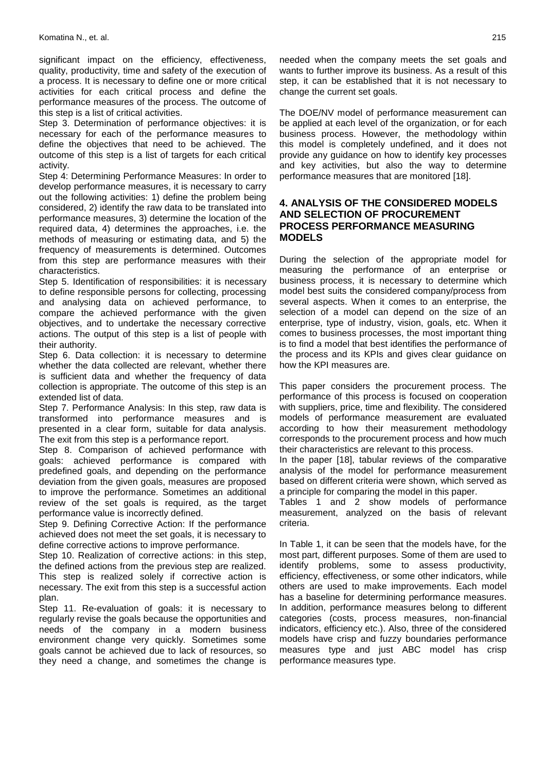significant impact on the efficiency, effectiveness, quality, productivity, time and safety of the execution of a process. It is necessary to define one or more critical activities for each critical process and define the performance measures of the process. The outcome of this step is a list of critical activities.

Step 3. Determination of performance objectives: it is necessary for each of the performance measures to define the objectives that need to be achieved. The outcome of this step is a list of targets for each critical activity.

Step 4: Determining Performance Measures: In order to develop performance measures, it is necessary to carry out the following activities: 1) define the problem being considered, 2) identify the raw data to be translated into performance measures, 3) determine the location of the required data, 4) determines the approaches, i.e. the methods of measuring or estimating data, and 5) the frequency of measurements is determined. Outcomes from this step are performance measures with their characteristics.

Step 5. Identification of responsibilities: it is necessary to define responsible persons for collecting, processing and analysing data on achieved performance, to compare the achieved performance with the given objectives, and to undertake the necessary corrective actions. The output of this step is a list of people with their authority.

Step 6. Data collection: it is necessary to determine whether the data collected are relevant, whether there is sufficient data and whether the frequency of data collection is appropriate. The outcome of this step is an extended list of data.

Step 7. Performance Analysis: In this step, raw data is transformed into performance measures and is presented in a clear form, suitable for data analysis. The exit from this step is a performance report.

Step 8. Comparison of achieved performance with goals: achieved performance is compared with predefined goals, and depending on the performance deviation from the given goals, measures are proposed to improve the performance. Sometimes an additional review of the set goals is required, as the target performance value is incorrectly defined.

Step 9. Defining Corrective Action: If the performance achieved does not meet the set goals, it is necessary to define corrective actions to improve performance.

Step 10. Realization of corrective actions: in this step, the defined actions from the previous step are realized. This step is realized solely if corrective action is necessary. The exit from this step is a successful action plan.

Step 11. Re-evaluation of goals: it is necessary to regularly revise the goals because the opportunities and needs of the company in a modern business environment change very quickly. Sometimes some goals cannot be achieved due to lack of resources, so they need a change, and sometimes the change is needed when the company meets the set goals and wants to further improve its business. As a result of this step, it can be established that it is not necessary to change the current set goals.

The DOE/NV model of performance measurement can be applied at each level of the organization, or for each business process. However, the methodology within this model is completely undefined, and it does not provide any guidance on how to identify key processes and key activities, but also the way to determine performance measures that are monitored [18].

## 4. ANALYSIS OF THE CONSIDERED MODELS AND SELECTION OF PROCUREMENT PROCESS PERFORMANCE MEASURING MODELS

During the selection of the appropriate model for measuring the performance of an enterprise or business process, it is necessary to determine which model best suits the considered company/process from several aspects. When it comes to an enterprise, the selection of a model can depend on the size of an enterprise, type of industry, vision, goals, etc. When it comes to business processes, the most important thing is to find a model that best identifies the performance of the process and its KPIs and gives clear guidance on how the KPI measures are.

This paper considers the procurement process. The performance of this process is focused on cooperation with suppliers, price, time and flexibility. The considered models of performance measurement are evaluated according to how their measurement methodology corresponds to the procurement process and how much their characteristics are relevant to this process.

In the paper [18], tabular reviews of the comparative analysis of the model for performance measurement based on different criteria were shown, which served as a principle for comparing the model in this paper.

Tables 1 and 2 show models of performance measurement, analyzed on the basis of relevant criteria.

In Table 1, it can be seen that the models have, for the most part, different purposes. Some of them are used to identify problems, some to assess productivity, efficiency, effectiveness, or some other indicators, while others are used to make improvements. Each model has a baseline for determining performance measures. In addition, performance measures belong to different categories (costs, process measures, non-financial indicators, efficiency etc.). Also, three of the considered models have crisp and fuzzy boundaries performance measures type and just ABC model has crisp performance measures type.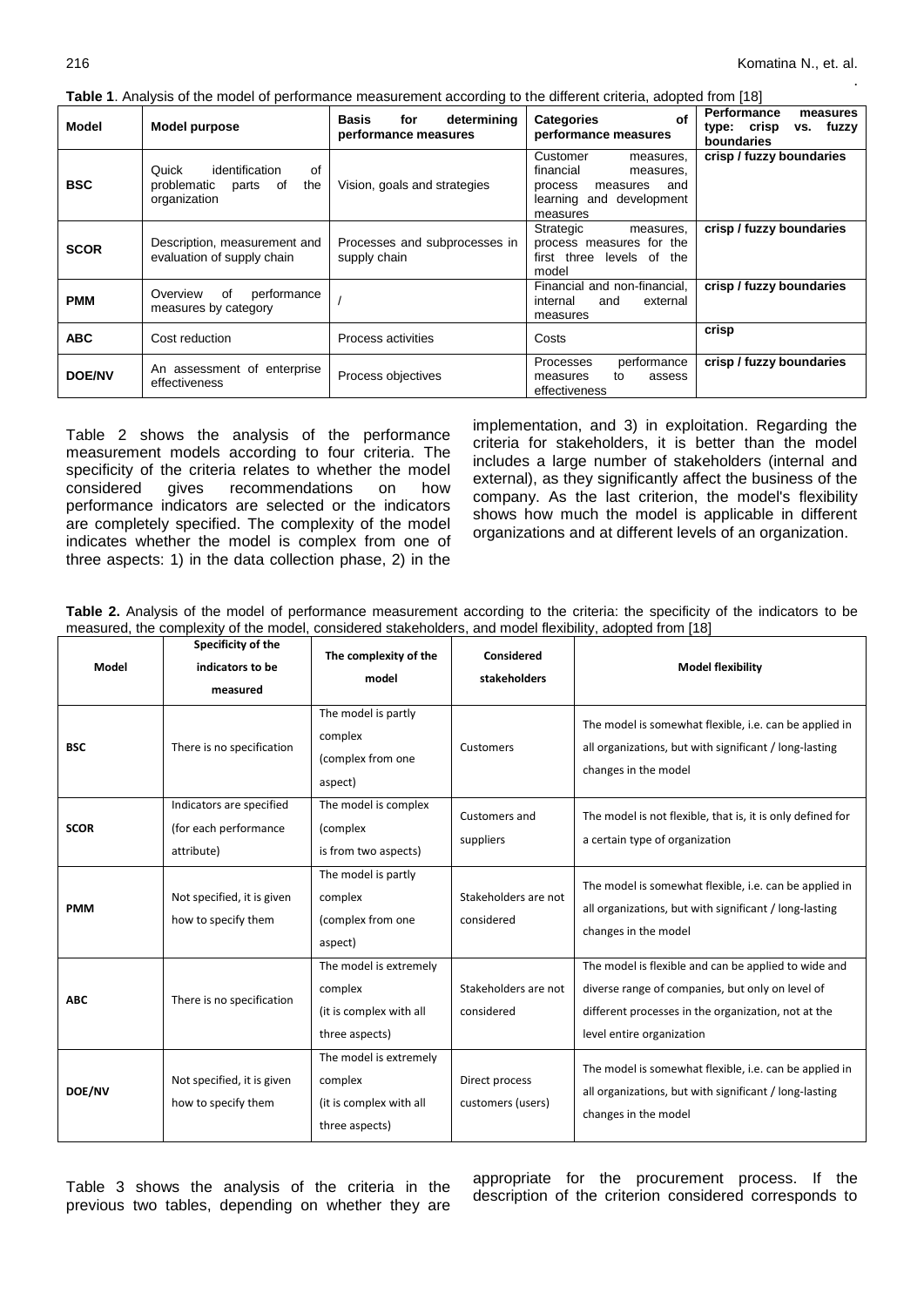**Table 1**. Analysis of the model of performance measurement according to the different criteria, adopted from [18]

| Model | Model purpose | Basis for determining performance measures | Categories of performance measures | Performance measures type: crisp vs. fuzzy boundaries |
|---|---|---|---|---|
| **BSC** | Quick identification of problematic parts of the organization | Vision, goals and strategies | Customer measures, financial measures, process measures and learning and development measures | **crisp / fuzzy boundaries** |
| **SCOR** | Description, measurement and evaluation of supply chain | Processes and subprocesses in supply chain | Strategic measures, process measures for the first three levels of the model | **crisp / fuzzy boundaries** |
| **PMM** | Overview of performance measures by category | / | Financial and non-financial, internal and external measures | **crisp / fuzzy boundaries** |
| **ABC** | Cost reduction | Process activities | Costs | **crisp** |
| **DOE/NV** | An assessment of enterprise effectiveness | Process objectives | Processes performance measures to assess effectiveness | **crisp / fuzzy boundaries** |

Table 2 shows the analysis of the performance measurement models according to four criteria. The specificity of the criteria relates to whether the model considered gives recommendations on how performance indicators are selected or the indicators are completely specified. The complexity of the model indicates whether the model is complex from one of three aspects: 1) in the data collection phase, 2) in the implementation, and 3) in exploitation. Regarding the criteria for stakeholders, it is better than the model includes a large number of stakeholders (internal and external), as they significantly affect the business of the company. As the last criterion, the model's flexibility shows how much the model is applicable in different organizations and at different levels of an organization.

**Table 2.** Analysis of the model of performance measurement according to the criteria: the specificity of the indicators to be measured, the complexity of the model, considered stakeholders, and model flexibility, adopted from [18]

| Model | Specificity of the indicators to be measured | The complexity of the model | Considered stakeholders | Model flexibility |
|---|---|---|---|---|
| **BSC** | There is no specification | The model is partly complex (complex from one aspect) | Customers | The model is somewhat flexible, i.e. can be applied in all organizations, but with significant / long-lasting changes in the model |
| **SCOR** | Indicators are specified (for each performance attribute) | The model is complex (complex is from two aspects) | Customers and suppliers | The model is not flexible, that is, it is only defined for a certain type of organization |
| **PMM** | Not specified, it is given how to specify them | The model is partly complex (complex from one aspect) | Stakeholders are not considered | The model is somewhat flexible, i.e. can be applied in all organizations, but with significant / long-lasting changes in the model |
| **ABC** | There is no specification | The model is extremely complex (it is complex with all three aspects) | Stakeholders are not considered | The model is flexible and can be applied to wide and diverse range of companies, but only on level of different processes in the organization, not at the level entire organization |
| **DOE/NV** | Not specified, it is given how to specify them | The model is extremely complex (it is complex with all three aspects) | Direct process customers (users) | The model is somewhat flexible, i.e. can be applied in all organizations, but with significant / long-lasting changes in the model |

Table 3 shows the analysis of the criteria in the previous two tables, depending on whether they are appropriate for the procurement process. If the description of the criterion considered corresponds to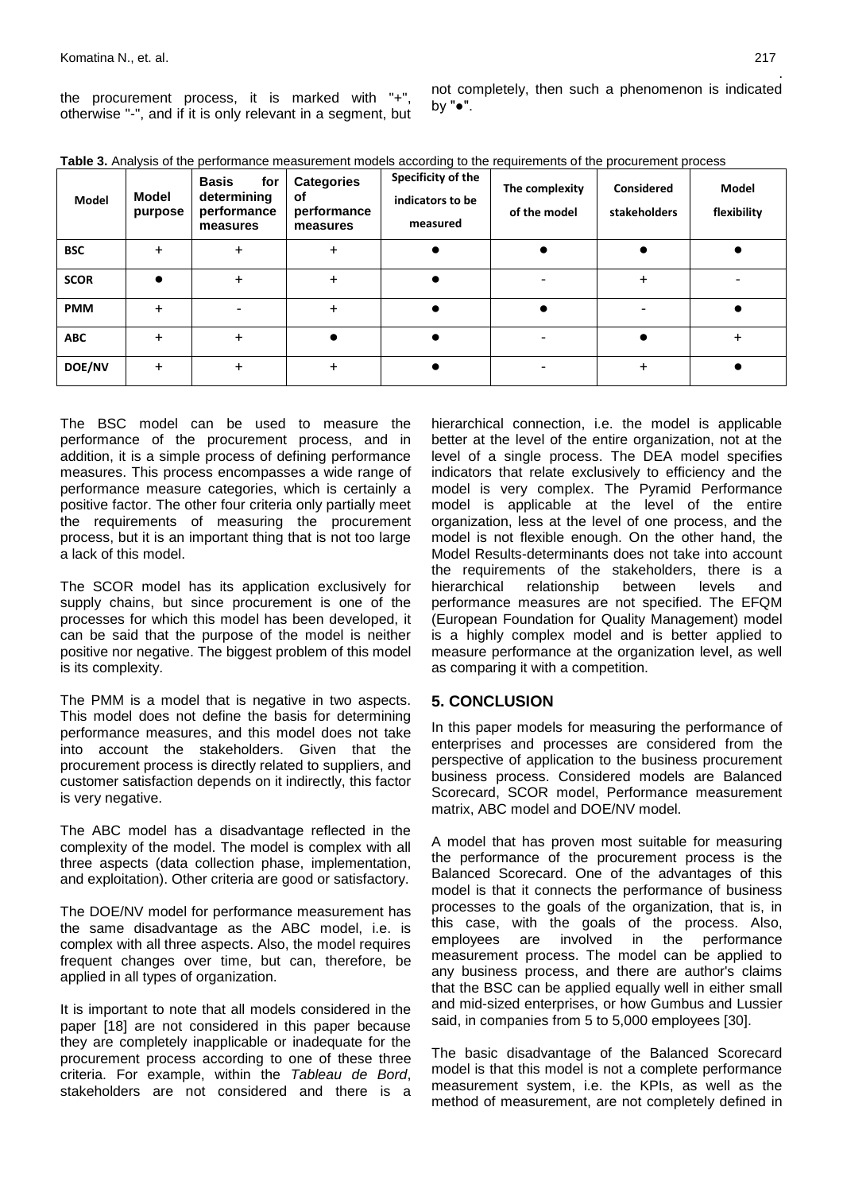the procurement process, it is marked with "+", otherwise "-", and if it is only relevant in a segment, but not completely, then such a phenomenon is indicated by "●".

**Table 3.** Analysis of the performance measurement models according to the requirements of the procurement process

| Model | Model purpose | Basis for determining performance measures | Categories of performance measures | Specificity of the indicators to be measured | The complexity of the model | Considered stakeholders | Model flexibility |
|---|---|---|---|---|---|---|---|
| BSC | + | + | + | ● | ● | ● | ● |
| SCOR | ● | + | + | ● | - | + | - |
| PMM | + | - | + | ● | ● | - | ● |
| ABC | + | + | ● | ● | - | ● | + |
| DOE/NV | + | + | + | ● | - | + | ● |

The BSC model can be used to measure the performance of the procurement process, and in addition, it is a simple process of defining performance measures. This process encompasses a wide range of performance measure categories, which is certainly a positive factor. The other four criteria only partially meet the requirements of measuring the procurement process, but it is an important thing that is not too large a lack of this model.

The SCOR model has its application exclusively for supply chains, but since procurement is one of the processes for which this model has been developed, it can be said that the purpose of the model is neither positive nor negative. The biggest problem of this model is its complexity.

The PMM is a model that is negative in two aspects. This model does not define the basis for determining performance measures, and this model does not take into account the stakeholders. Given that the procurement process is directly related to suppliers, and customer satisfaction depends on it indirectly, this factor is very negative.

The ABC model has a disadvantage reflected in the complexity of the model. The model is complex with all three aspects (data collection phase, implementation, and exploitation). Other criteria are good or satisfactory.

The DOE/NV model for performance measurement has the same disadvantage as the ABC model, i.e. is complex with all three aspects. Also, the model requires frequent changes over time, but can, therefore, be applied in all types of organization.

It is important to note that all models considered in the paper [18] are not considered in this paper because they are completely inapplicable or inadequate for the procurement process according to one of these three criteria. For example, within the *Tableau de Bord*, stakeholders are not considered and there is a hierarchical connection, i.e. the model is applicable better at the level of the entire organization, not at the level of a single process. The DEA model specifies indicators that relate exclusively to efficiency and the model is very complex. The Pyramid Performance model is applicable at the level of the entire organization, less at the level of one process, and the model is not flexible enough. On the other hand, the Model Results-determinants does not take into account the requirements of the stakeholders, there is a hierarchical relationship between levels and performance measures are not specified. The EFQM (European Foundation for Quality Management) model is a highly complex model and is better applied to measure performance at the organization level, as well as comparing it with a competition.

## 5. CONCLUSION

In this paper models for measuring the performance of enterprises and processes are considered from the perspective of application to the business procurement business process. Considered models are Balanced Scorecard, SCOR model, Performance measurement matrix, ABC model and DOE/NV model.

A model that has proven most suitable for measuring the performance of the procurement process is the Balanced Scorecard. One of the advantages of this model is that it connects the performance of business processes to the goals of the organization, that is, in this case, with the goals of the process. Also, employees are involved in the performance measurement process. The model can be applied to any business process, and there are author's claims that the BSC can be applied equally well in either small and mid-sized enterprises, or how Gumbus and Lussier said, in companies from 5 to 5,000 employees [30].

The basic disadvantage of the Balanced Scorecard model is that this model is not a complete performance measurement system, i.e. the KPIs, as well as the method of measurement, are not completely defined in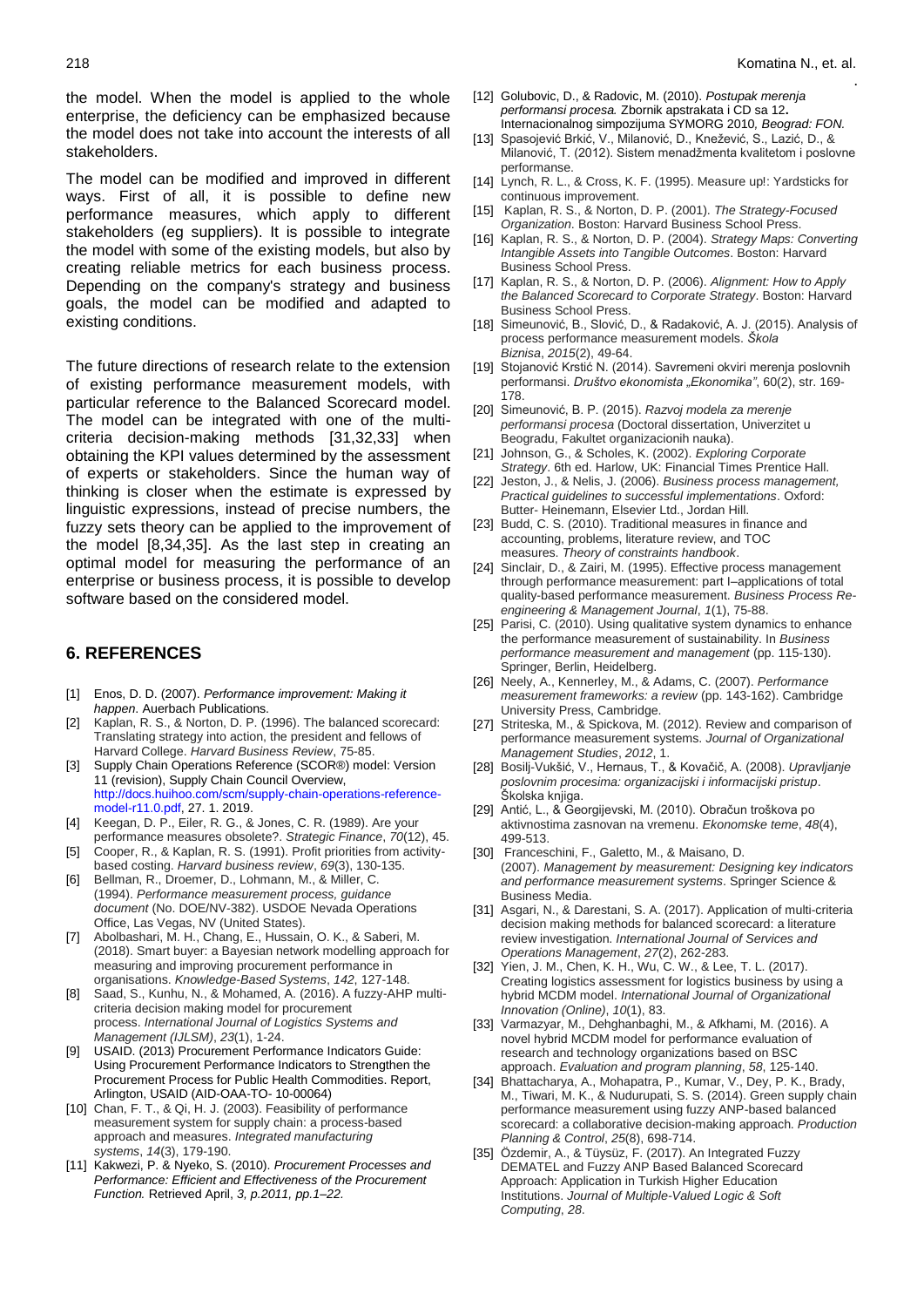the model. When the model is applied to the whole enterprise, the deficiency can be emphasized because the model does not take into account the interests of all stakeholders.

The model can be modified and improved in different ways. First of all, it is possible to define new performance measures, which apply to different stakeholders (eg suppliers). It is possible to integrate the model with some of the existing models, but also by creating reliable metrics for each business process. Depending on the company's strategy and business goals, the model can be modified and adapted to existing conditions.

The future directions of research relate to the extension of existing performance measurement models, with particular reference to the Balanced Scorecard model. The model can be integrated with one of the multi-criteria decision-making methods [31,32,33] when obtaining the KPI values determined by the assessment of experts or stakeholders. Since the human way of thinking is closer when the estimate is expressed by linguistic expressions, instead of precise numbers, the fuzzy sets theory can be applied to the improvement of the model [8,34,35]. As the last step in creating an optimal model for measuring the performance of an enterprise or business process, it is possible to develop software based on the considered model.

## 6. REFERENCES

[1] Enos, D. D. (2007). *Performance improvement: Making it happen*. Auerbach Publications.

[2] Kaplan, R. S., & Norton, D. P. (1996). The balanced scorecard: Translating strategy into action, the president and fellows of Harvard College. *Harvard Business Review*, 75-85.

[3] Supply Chain Operations Reference (SCOR®) model: Version 11 (revision), Supply Chain Council Overview, http://docs.huihoo.com/scm/supply-chain-operations-reference-model-r11.0.pdf, 27. 1. 2019.

[4] Keegan, D. P., Eiler, R. G., & Jones, C. R. (1989). Are your performance measures obsolete?. *Strategic Finance*, *70*(12), 45.

[5] Cooper, R., & Kaplan, R. S. (1991). Profit priorities from activity-based costing. *Harvard business review*, *69*(3), 130-135.

[6] Bellman, R., Droemer, D., Lohmann, M., & Miller, C. (1994). *Performance measurement process, guidance document* (No. DOE/NV-382). USDOE Nevada Operations Office, Las Vegas, NV (United States).

[7] Abolbashari, M. H., Chang, E., Hussain, O. K., & Saberi, M. (2018). Smart buyer: a Bayesian network modelling approach for measuring and improving procurement performance in organisations. *Knowledge-Based Systems*, *142*, 127-148.

[8] Saad, S., Kunhu, N., & Mohamed, A. (2016). A fuzzy-AHP multi-criteria decision making model for procurement process. *International Journal of Logistics Systems and Management (IJLSM)*, *23*(1), 1-24.

[9] USAID. (2013) Procurement Performance Indicators Guide: Using Procurement Performance Indicators to Strengthen the Procurement Process for Public Health Commodities. Report, Arlington, USAID (AID-OAA-TO- 10-00064)

[10] Chan, F. T., & Qi, H. J. (2003). Feasibility of performance measurement system for supply chain: a process-based approach and measures. *Integrated manufacturing systems*, *14*(3), 179-190.

[11] Kakwezi, P. & Nyeko, S. (2010). *Procurement Processes and Performance: Efficient and Effectiveness of the Procurement Function.* Retrieved April, *3, p.2011, pp.1–22.*

[12] Golubovic, D., & Radovic, M. (2010). *Postupak merenja performansi procesa.* Zbornik apstrakata i CD sa 12. Internacionalnog simpozijuma SYMORG 2010*, Beograd: FON.*

[13] Spasojević Brkić, V., Milanović, D., Knežević, S., Lazić, D., & Milanović, T. (2012). Sistem menadžmenta kvalitetom i poslovne performanse.

[14] Lynch, R. L., & Cross, K. F. (1995). Measure up!: Yardsticks for continuous improvement.

[15] Kaplan, R. S., & Norton, D. P. (2001). *The Strategy-Focused Organization*. Boston: Harvard Business School Press.

[16] Kaplan, R. S., & Norton, D. P. (2004). *Strategy Maps: Converting Intangible Assets into Tangible Outcomes*. Boston: Harvard Business School Press.

[17] Kaplan, R. S., & Norton, D. P. (2006). *Alignment: How to Apply the Balanced Scorecard to Corporate Strategy*. Boston: Harvard Business School Press.

[18] Simeunović, B., Slović, D., & Radaković, A. J. (2015). Analysis of process performance measurement models. *Škola Biznisa*, *2015*(2), 49-64.

[19] Stojanović Krstić N. (2014). Savremeni okviri merenja poslovnih performansi. *Društvo ekonomista „Ekonomika"*, 60(2), str. 169-178.

[20] Simeunović, B. P. (2015). *Razvoj modela za merenje performansi procesa* (Doctoral dissertation, Univerzitet u Beogradu, Fakultet organizacionih nauka).

[21] Johnson, G., & Scholes, K. (2002). *Exploring Corporate Strategy*. 6th ed. Harlow, UK: Financial Times Prentice Hall.

[22] Jeston, J., & Nelis, J. (2006). *Business process management, Practical guidelines to successful implementations*. Oxford: Butter- Heinemann, Elsevier Ltd., Jordan Hill.

[23] Budd, C. S. (2010). Traditional measures in finance and accounting, problems, literature review, and TOC measures. *Theory of constraints handbook*.

[24] Sinclair, D., & Zairi, M. (1995). Effective process management through performance measurement: part I–applications of total quality-based performance measurement. *Business Process Re-engineering & Management Journal*, *1*(1), 75-88.

[25] Parisi, C. (2010). Using qualitative system dynamics to enhance the performance measurement of sustainability. In *Business performance measurement and management* (pp. 115-130). Springer, Berlin, Heidelberg.

[26] Neely, A., Kennerley, M., & Adams, C. (2007). *Performance measurement frameworks: a review* (pp. 143-162). Cambridge University Press, Cambridge.

[27] Striteska, M., & Spickova, M. (2012). Review and comparison of performance measurement systems. *Journal of Organizational Management Studies*, *2012*, 1.

[28] Bosilj-Vukšić, V., Hernaus, T., & Kovačič, A. (2008). *Upravljanje poslovnim procesima: organizacijski i informacijski pristup*. Školska knjiga.

[29] Antić, L., & Georgijevski, M. (2010). Obračun troškova po aktivnostima zasnovan na vremenu. *Ekonomske teme*, *48*(4), 499-513.

[30] Franceschini, F., Galetto, M., & Maisano, D. (2007). *Management by measurement: Designing key indicators and performance measurement systems*. Springer Science & Business Media.

[31] Asgari, N., & Darestani, S. A. (2017). Application of multi-criteria decision making methods for balanced scorecard: a literature review investigation. *International Journal of Services and Operations Management*, *27*(2), 262-283.

[32] Yien, J. M., Chen, K. H., Wu, C. W., & Lee, T. L. (2017). Creating logistics assessment for logistics business by using a hybrid MCDM model. *International Journal of Organizational Innovation (Online)*, *10*(1), 83.

[33] Varmazyar, M., Dehghanbaghi, M., & Afkhami, M. (2016). A novel hybrid MCDM model for performance evaluation of research and technology organizations based on BSC approach. *Evaluation and program planning*, *58*, 125-140.

[34] Bhattacharya, A., Mohapatra, P., Kumar, V., Dey, P. K., Brady, M., Tiwari, M. K., & Nudurupati, S. S. (2014). Green supply chain performance measurement using fuzzy ANP-based balanced scorecard: a collaborative decision-making approach. *Production Planning & Control*, *25*(8), 698-714.

[35] Özdemir, A., & Tüysüz, F. (2017). An Integrated Fuzzy DEMATEL and Fuzzy ANP Based Balanced Scorecard Approach: Application in Turkish Higher Education Institutions. *Journal of Multiple-Valued Logic & Soft Computing*, *28*.